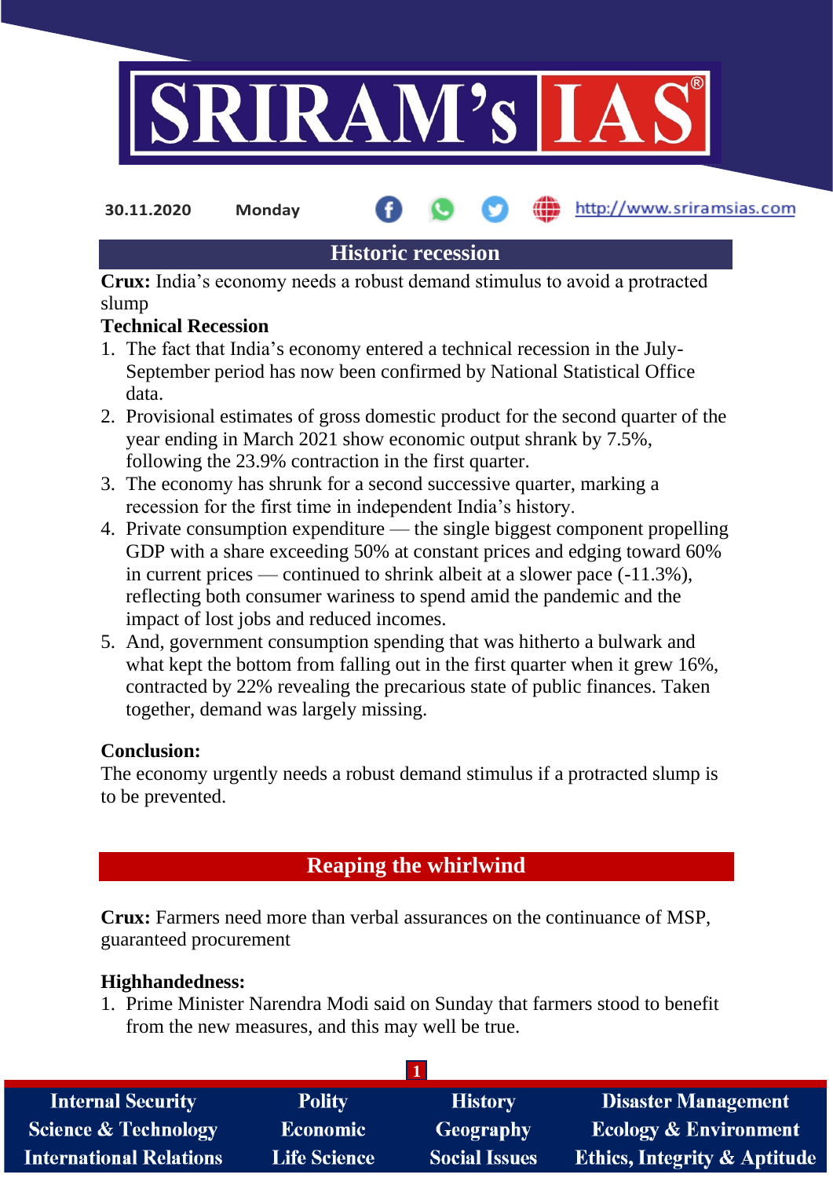30.11.2020 Monday http://www.sriramsias.com

## Historic recession

**Crux:** India's economy needs a robust demand stimulus to avoid a protracted slump

**Technical Recession**

1. The fact that India's economy entered a technical recession in the July-September period has now been confirmed by National Statistical Office data.
2. Provisional estimates of gross domestic product for the second quarter of the year ending in March 2021 show economic output shrank by 7.5%, following the 23.9% contraction in the first quarter.
3. The economy has shrunk for a second successive quarter, marking a recession for the first time in independent India's history.
4. Private consumption expenditure — the single biggest component propelling GDP with a share exceeding 50% at constant prices and edging toward 60% in current prices — continued to shrink albeit at a slower pace (-11.3%), reflecting both consumer wariness to spend amid the pandemic and the impact of lost jobs and reduced incomes.
5. And, government consumption spending that was hitherto a bulwark and what kept the bottom from falling out in the first quarter when it grew 16%, contracted by 22% revealing the precarious state of public finances. Taken together, demand was largely missing.

**Conclusion:**

The economy urgently needs a robust demand stimulus if a protracted slump is to be prevented.

## Reaping the whirlwind

**Crux:** Farmers need more than verbal assurances on the continuance of MSP, guaranteed procurement

**Highhandedness:**

1. Prime Minister Narendra Modi said on Sunday that farmers stood to benefit from the new measures, and this may well be true.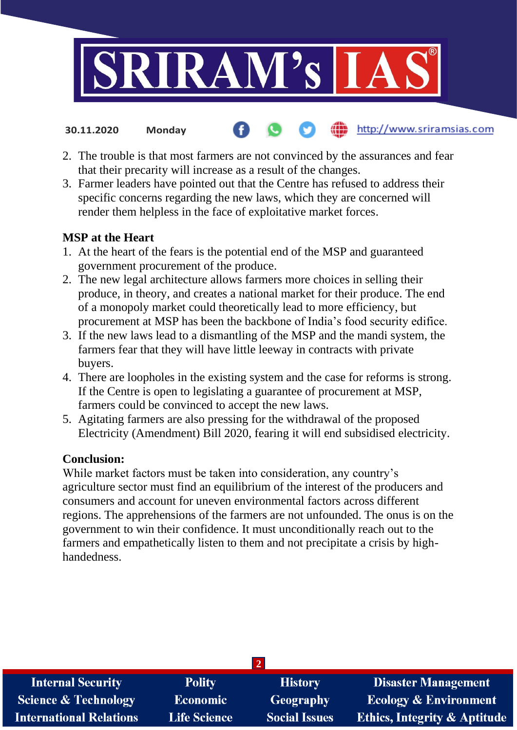2. The trouble is that most farmers are not convinced by the assurances and fear that their precarity will increase as a result of the changes.
3. Farmer leaders have pointed out that the Centre has refused to address their specific concerns regarding the new laws, which they are concerned will render them helpless in the face of exploitative market forces.

**MSP at the Heart**

1. At the heart of the fears is the potential end of the MSP and guaranteed government procurement of the produce.
2. The new legal architecture allows farmers more choices in selling their produce, in theory, and creates a national market for their produce. The end of a monopoly market could theoretically lead to more efficiency, but procurement at MSP has been the backbone of India's food security edifice.
3. If the new laws lead to a dismantling of the MSP and the mandi system, the farmers fear that they will have little leeway in contracts with private buyers.
4. There are loopholes in the existing system and the case for reforms is strong. If the Centre is open to legislating a guarantee of procurement at MSP, farmers could be convinced to accept the new laws.
5. Agitating farmers are also pressing for the withdrawal of the proposed Electricity (Amendment) Bill 2020, fearing it will end subsidised electricity.

**Conclusion:**

While market factors must be taken into consideration, any country's agriculture sector must find an equilibrium of the interest of the producers and consumers and account for uneven environmental factors across different regions. The apprehensions of the farmers are not unfounded. The onus is on the government to win their confidence. It must unconditionally reach out to the farmers and empathetically listen to them and not precipitate a crisis by high-handedness.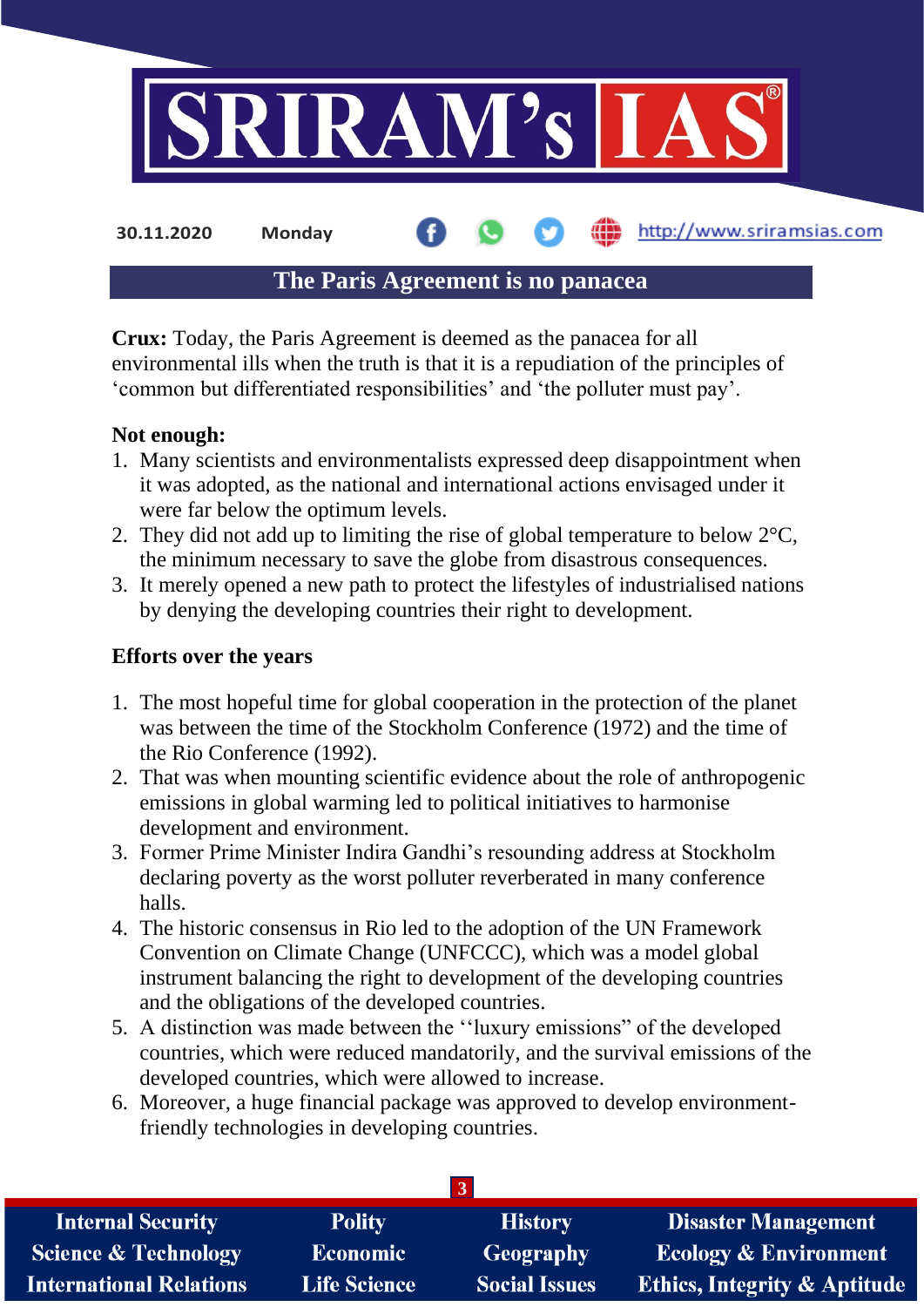## The Paris Agreement is no panacea

**Crux:** Today, the Paris Agreement is deemed as the panacea for all environmental ills when the truth is that it is a repudiation of the principles of 'common but differentiated responsibilities' and 'the polluter must pay'.

**Not enough:**

1. Many scientists and environmentalists expressed deep disappointment when it was adopted, as the national and international actions envisaged under it were far below the optimum levels.
2. They did not add up to limiting the rise of global temperature to below 2°C, the minimum necessary to save the globe from disastrous consequences.
3. It merely opened a new path to protect the lifestyles of industrialised nations by denying the developing countries their right to development.

**Efforts over the years**

1. The most hopeful time for global cooperation in the protection of the planet was between the time of the Stockholm Conference (1972) and the time of the Rio Conference (1992).
2. That was when mounting scientific evidence about the role of anthropogenic emissions in global warming led to political initiatives to harmonise development and environment.
3. Former Prime Minister Indira Gandhi's resounding address at Stockholm declaring poverty as the worst polluter reverberated in many conference halls.
4. The historic consensus in Rio led to the adoption of the UN Framework Convention on Climate Change (UNFCCC), which was a model global instrument balancing the right to development of the developing countries and the obligations of the developed countries.
5. A distinction was made between the ''luxury emissions" of the developed countries, which were reduced mandatorily, and the survival emissions of the developed countries, which were allowed to increase.
6. Moreover, a huge financial package was approved to develop environment-friendly technologies in developing countries.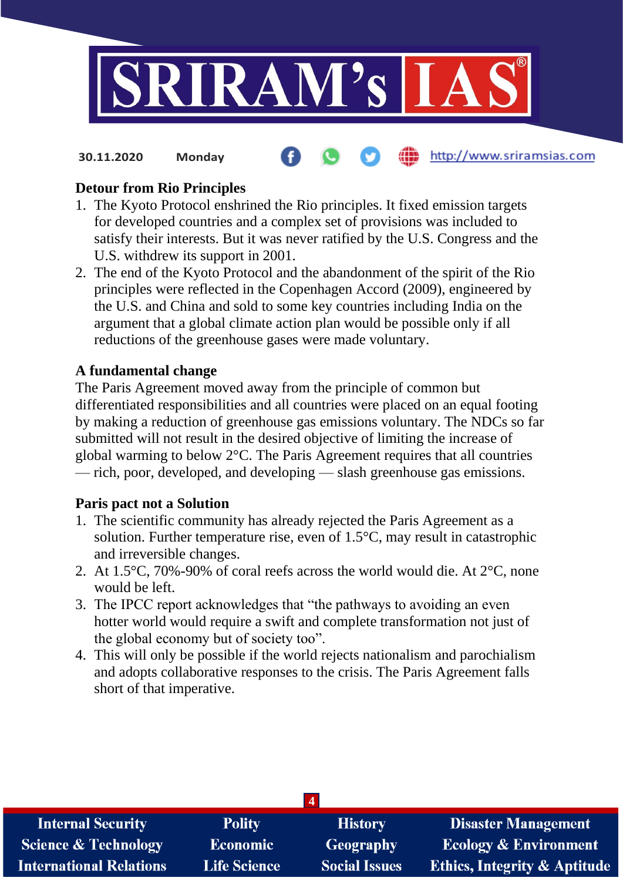### Detour from Rio Principles

1. The Kyoto Protocol enshrined the Rio principles. It fixed emission targets for developed countries and a complex set of provisions was included to satisfy their interests. But it was never ratified by the U.S. Congress and the U.S. withdrew its support in 2001.
2. The end of the Kyoto Protocol and the abandonment of the spirit of the Rio principles were reflected in the Copenhagen Accord (2009), engineered by the U.S. and China and sold to some key countries including India on the argument that a global climate action plan would be possible only if all reductions of the greenhouse gases were made voluntary.

### A fundamental change

The Paris Agreement moved away from the principle of common but differentiated responsibilities and all countries were placed on an equal footing by making a reduction of greenhouse gas emissions voluntary. The NDCs so far submitted will not result in the desired objective of limiting the increase of global warming to below 2°C. The Paris Agreement requires that all countries — rich, poor, developed, and developing — slash greenhouse gas emissions.

### Paris pact not a Solution

1. The scientific community has already rejected the Paris Agreement as a solution. Further temperature rise, even of 1.5°C, may result in catastrophic and irreversible changes.
2. At 1.5°C, 70%-90% of coral reefs across the world would die. At 2°C, none would be left.
3. The IPCC report acknowledges that "the pathways to avoiding an even hotter world would require a swift and complete transformation not just of the global economy but of society too".
4. This will only be possible if the world rejects nationalism and parochialism and adopts collaborative responses to the crisis. The Paris Agreement falls short of that imperative.